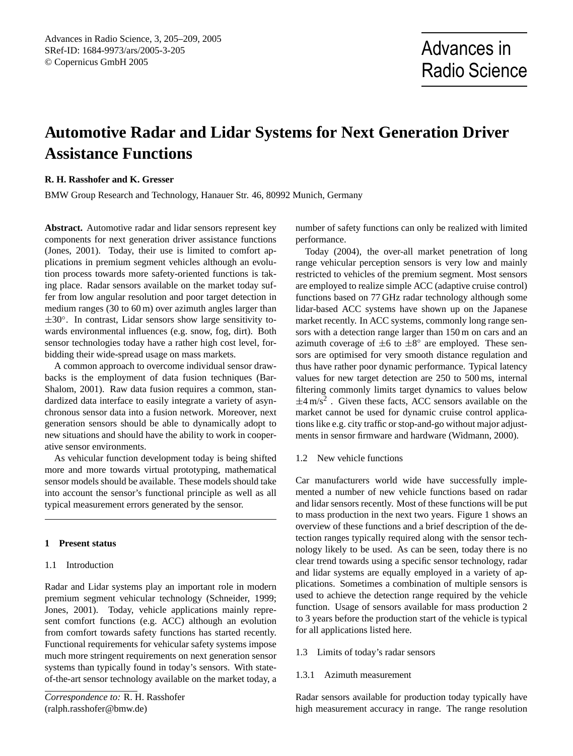# Automotive Radar and Lidar Systems for Next Generation Driver Assistance Functions

**R. H. Rasshofer and K. Gresser**

BMW Group Research and Technology, Hanauer Str. 46, 80992 Munich, Germany

**Abstract.** Automotive radar and lidar sensors represent key components for next generation driver assistance functions (Jones, 2001). Today, their use is limited to comfort applications in premium segment vehicles although an evolution process towards more safety-oriented functions is taking place. Radar sensors available on the market today suffer from low angular resolution and poor target detection in medium ranges (30 to 60 m) over azimuth angles larger than $\pm 30°$. In contrast, Lidar sensors show large sensitivity towards environmental influences (e.g. snow, fog, dirt). Both sensor technologies today have a rather high cost level, forbidding their wide-spread usage on mass markets.

A common approach to overcome individual sensor drawbacks is the employment of data fusion techniques (Bar-Shalom, 2001). Raw data fusion requires a common, standardized data interface to easily integrate a variety of asynchronous sensor data into a fusion network. Moreover, next generation sensors should be able to dynamically adopt to new situations and should have the ability to work in cooperative sensor environments.

As vehicular function development today is being shifted more and more towards virtual prototyping, mathematical sensor models should be available. These models should take into account the sensor's functional principle as well as all typical measurement errors generated by the sensor.

## 1 Present status

### 1.1 Introduction

Radar and Lidar systems play an important role in modern premium segment vehicular technology (Schneider, 1999; Jones, 2001). Today, vehicle applications mainly represent comfort functions (e.g. ACC) although an evolution from comfort towards safety functions has started recently. Functional requirements for vehicular safety systems impose much more stringent requirements on next generation sensor systems than typically found in today's sensors. With state-of-the-art sensor technology available on the market today, a number of safety functions can only be realized with limited performance.

Today (2004), the over-all market penetration of long range vehicular perception sensors is very low and mainly restricted to vehicles of the premium segment. Most sensors are employed to realize simple ACC (adaptive cruise control) functions based on 77 GHz radar technology although some lidar-based ACC systems have shown up on the Japanese market recently. In ACC systems, commonly long range sensors with a detection range larger than 150 m on cars and an azimuth coverage of $\pm 6$ to $\pm 8°$ are employed. These sensors are optimised for very smooth distance regulation and thus have rather poor dynamic performance. Typical latency values for new target detection are 250 to 500 ms, internal filtering commonly limits target dynamics to values below $\pm 4\,\mathrm{m/s^2}$ . Given these facts, ACC sensors available on the market cannot be used for dynamic cruise control applications like e.g. city traffic or stop-and-go without major adjustments in sensor firmware and hardware (Widmann, 2000).

### 1.2 New vehicle functions

Car manufacturers world wide have successfully implemented a number of new vehicle functions based on radar and lidar sensors recently. Most of these functions will be put to mass production in the next two years. Figure 1 shows an overview of these functions and a brief description of the detection ranges typically required along with the sensor technology likely to be used. As can be seen, today there is no clear trend towards using a specific sensor technology, radar and lidar systems are equally employed in a variety of applications. Sometimes a combination of multiple sensors is used to achieve the detection range required by the vehicle function. Usage of sensors available for mass production 2 to 3 years before the production start of the vehicle is typical for all applications listed here.

### 1.3 Limits of today's radar sensors

#### 1.3.1 Azimuth measurement

Radar sensors available for production today typically have high measurement accuracy in range. The range resolution

*Correspondence to:* R. H. Rasshofer (ralph.rasshofer@bmw.de)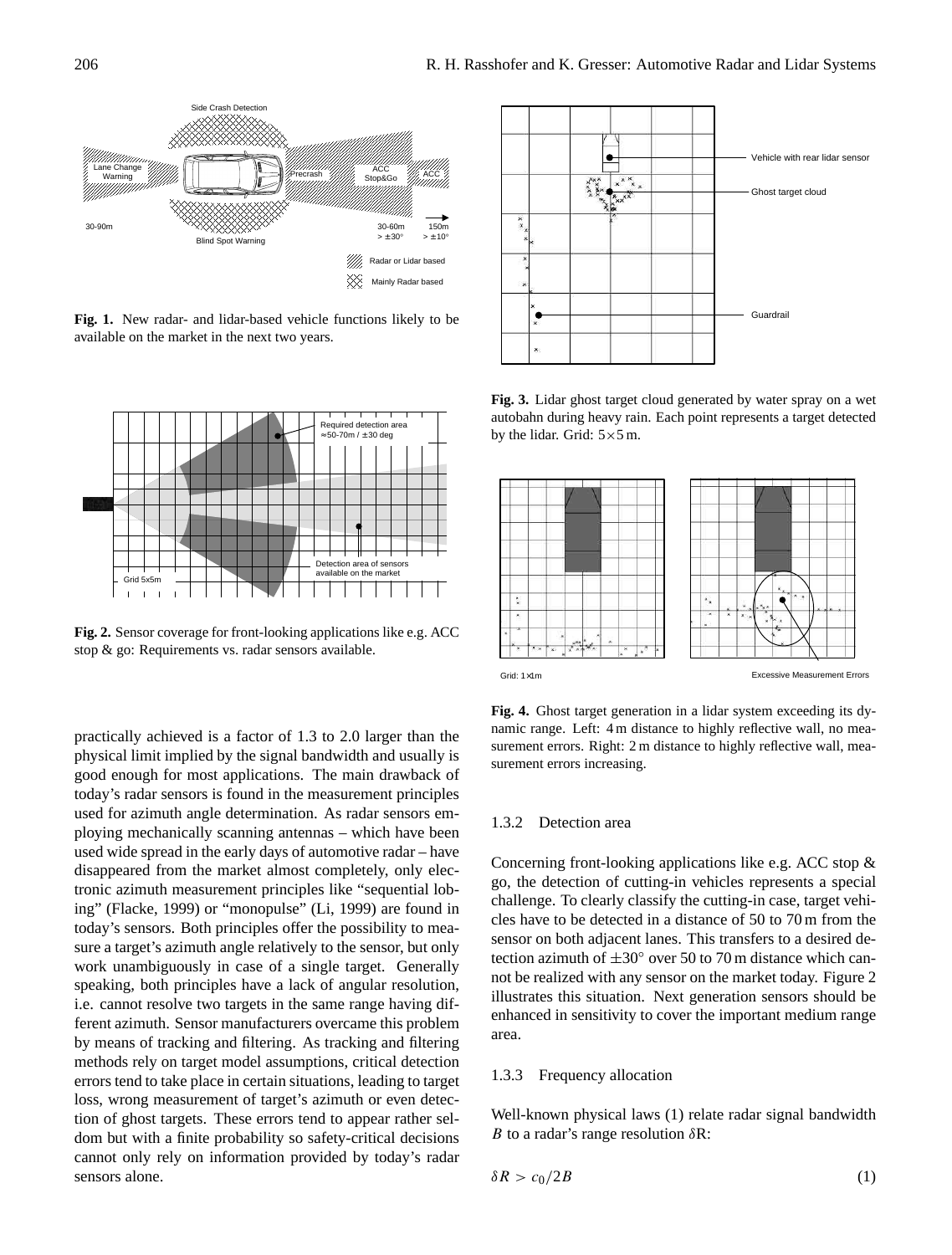**Fig. 1.** New radar- and lidar-based vehicle functions likely to be available on the market in the next two years.

**Fig. 2.** Sensor coverage for front-looking applications like e.g. ACC stop & go: Requirements vs. radar sensors available.

**Fig. 3.** Lidar ghost target cloud generated by water spray on a wet autobahn during heavy rain. Each point represents a target detected by the lidar. Grid: 5×5 m.

**Fig. 4.** Ghost target generation in a lidar system exceeding its dynamic range. Left: 4 m distance to highly reflective wall, no measurement errors. Right: 2 m distance to highly reflective wall, measurement errors increasing.

practically achieved is a factor of 1.3 to 2.0 larger than the physical limit implied by the signal bandwidth and usually is good enough for most applications. The main drawback of today's radar sensors is found in the measurement principles used for azimuth angle determination. As radar sensors employing mechanically scanning antennas – which have been used wide spread in the early days of automotive radar – have disappeared from the market almost completely, only electronic azimuth measurement principles like "sequential lobing" (Flacke, 1999) or "monopulse" (Li, 1999) are found in today's sensors. Both principles offer the possibility to measure a target's azimuth angle relatively to the sensor, but only work unambiguously in case of a single target. Generally speaking, both principles have a lack of angular resolution, i.e. cannot resolve two targets in the same range having different azimuth. Sensor manufacturers overcame this problem by means of tracking and filtering. As tracking and filtering methods rely on target model assumptions, critical detection errors tend to take place in certain situations, leading to target loss, wrong measurement of target's azimuth or even detection of ghost targets. These errors tend to appear rather seldom but with a finite probability so safety-critical decisions cannot only rely on information provided by today's radar sensors alone.

### 1.3.2 Detection area

Concerning front-looking applications like e.g. ACC stop & go, the detection of cutting-in vehicles represents a special challenge. To clearly classify the cutting-in case, target vehicles have to be detected in a distance of 50 to 70 m from the sensor on both adjacent lanes. This transfers to a desired detection azimuth of ±30° over 50 to 70 m distance which cannot be realized with any sensor on the market today. Figure 2 illustrates this situation. Next generation sensors should be enhanced in sensitivity to cover the important medium range area.

### 1.3.3 Frequency allocation

Well-known physical laws (1) relate radar signal bandwidth $B$ to a radar's range resolution $\delta$R:

$$\delta R > c_0/2B \tag{1}$$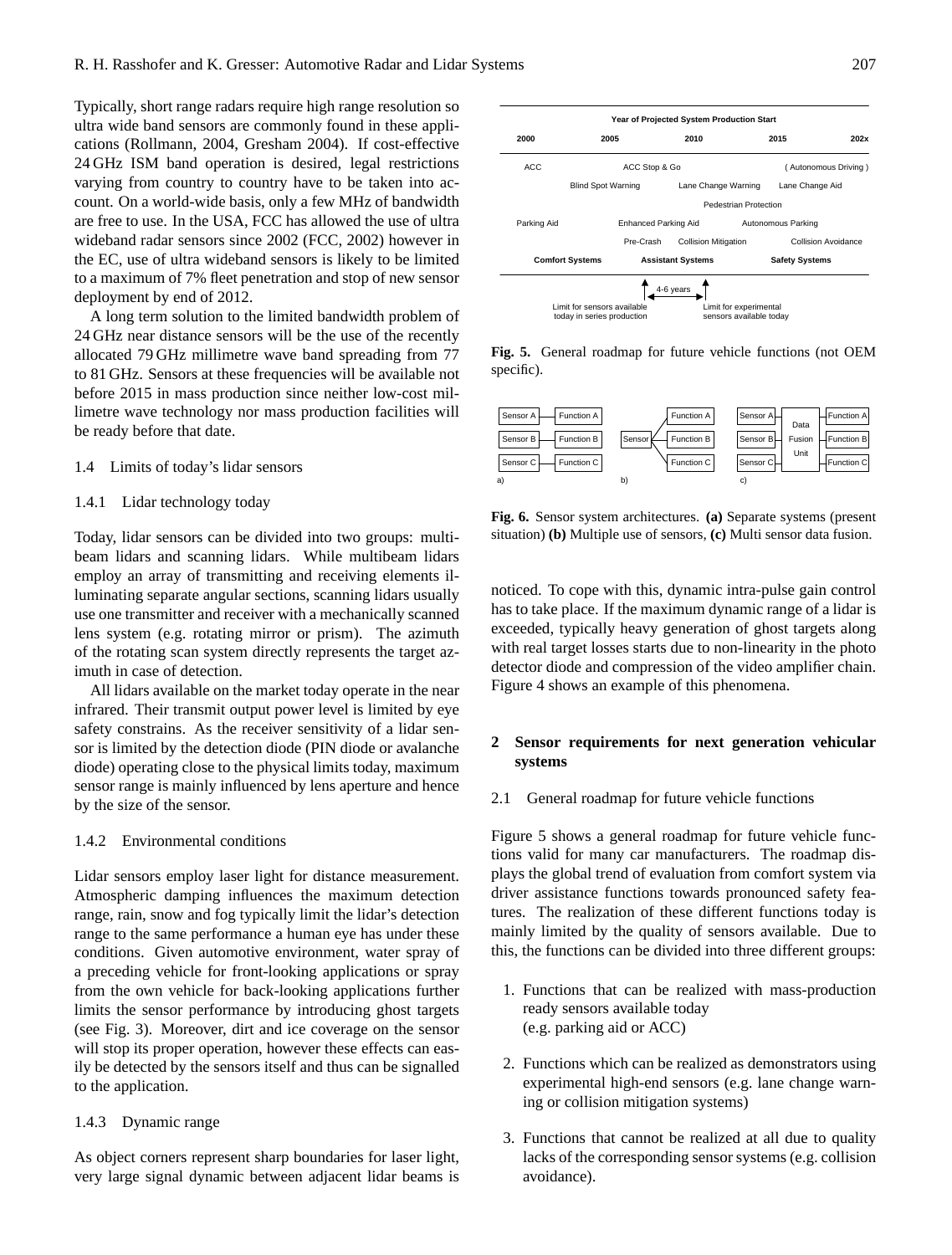Typically, short range radars require high range resolution so ultra wide band sensors are commonly found in these applications (Rollmann, 2004, Gresham 2004). If cost-effective 24 GHz ISM band operation is desired, legal restrictions varying from country to country have to be taken into account. On a world-wide basis, only a few MHz of bandwidth are free to use. In the USA, FCC has allowed the use of ultra wideband radar sensors since 2002 (FCC, 2002) however in the EC, use of ultra wideband sensors is likely to be limited to a maximum of 7% fleet penetration and stop of new sensor deployment by end of 2012.

A long term solution to the limited bandwidth problem of 24 GHz near distance sensors will be the use of the recently allocated 79 GHz millimetre wave band spreading from 77 to 81 GHz. Sensors at these frequencies will be available not before 2015 in mass production since neither low-cost millimetre wave technology nor mass production facilities will be ready before that date.

### 1.4 Limits of today's lidar sensors

#### 1.4.1 Lidar technology today

Today, lidar sensors can be divided into two groups: multibeam lidars and scanning lidars. While multibeam lidars employ an array of transmitting and receiving elements illuminating separate angular sections, scanning lidars usually use one transmitter and receiver with a mechanically scanned lens system (e.g. rotating mirror or prism). The azimuth of the rotating scan system directly represents the target azimuth in case of detection.

All lidars available on the market today operate in the near infrared. Their transmit output power level is limited by eye safety constrains. As the receiver sensitivity of a lidar sensor is limited by the detection diode (PIN diode or avalanche diode) operating close to the physical limits today, maximum sensor range is mainly influenced by lens aperture and hence by the size of the sensor.

#### 1.4.2 Environmental conditions

Lidar sensors employ laser light for distance measurement. Atmospheric damping influences the maximum detection range, rain, snow and fog typically limit the lidar's detection range to the same performance a human eye has under these conditions. Given automotive environment, water spray of a preceding vehicle for front-looking applications or spray from the own vehicle for back-looking applications further limits the sensor performance by introducing ghost targets (see Fig. 3). Moreover, dirt and ice coverage on the sensor will stop its proper operation, however these effects can easily be detected by the sensors itself and thus can be signalled to the application.

#### 1.4.3 Dynamic range

As object corners represent sharp boundaries for laser light, very large signal dynamic between adjacent lidar beams is noticed. To cope with this, dynamic intra-pulse gain control has to take place. If the maximum dynamic range of a lidar is exceeded, typically heavy generation of ghost targets along with real target losses starts due to non-linearity in the photo detector diode and compression of the video amplifier chain. Figure 4 shows an example of this phenomena.

| Year of Projected System Production Start | | | | |
|---|---|---|---|---|
| 2000 | 2005 | 2010 | 2015 | 202x |
| ACC | ACC Stop & Go | | | ( Autonomous Driving ) |
| | Blind Spot Warning | Lane Change Warning | Lane Change Aid | |
| | | | Pedestrian Protection | |
| Parking Aid | Enhanced Parking Aid | | Autonomous Parking | |
| | Pre-Crash | Collision Mitigation | | Collision Avoidance |
| **Comfort Systems** | | **Assistant Systems** | **Safety Systems** | |

4-6 years — Limit for sensors available today in series production → Limit for experimental sensors available today

**Fig. 5.** General roadmap for future vehicle functions (not OEM specific).

a) Sensor A — Function A; Sensor B — Function B; Sensor C — Function C
b) Sensor — Function A, Function B, Function C
c) Sensor A, Sensor B, Sensor C — Data Fusion Unit — Function A, Function B, Function C

**Fig. 6.** Sensor system architectures. **(a)** Separate systems (present situation) **(b)** Multiple use of sensors, **(c)** Multi sensor data fusion.

## 2 Sensor requirements for next generation vehicular systems

### 2.1 General roadmap for future vehicle functions

Figure 5 shows a general roadmap for future vehicle functions valid for many car manufacturers. The roadmap displays the global trend of evaluation from comfort system via driver assistance functions towards pronounced safety features. The realization of these different functions today is mainly limited by the quality of sensors available. Due to this, the functions can be divided into three different groups:

1. Functions that can be realized with mass-production ready sensors available today (e.g. parking aid or ACC)
2. Functions which can be realized as demonstrators using experimental high-end sensors (e.g. lane change warning or collision mitigation systems)
3. Functions that cannot be realized at all due to quality lacks of the corresponding sensor systems (e.g. collision avoidance).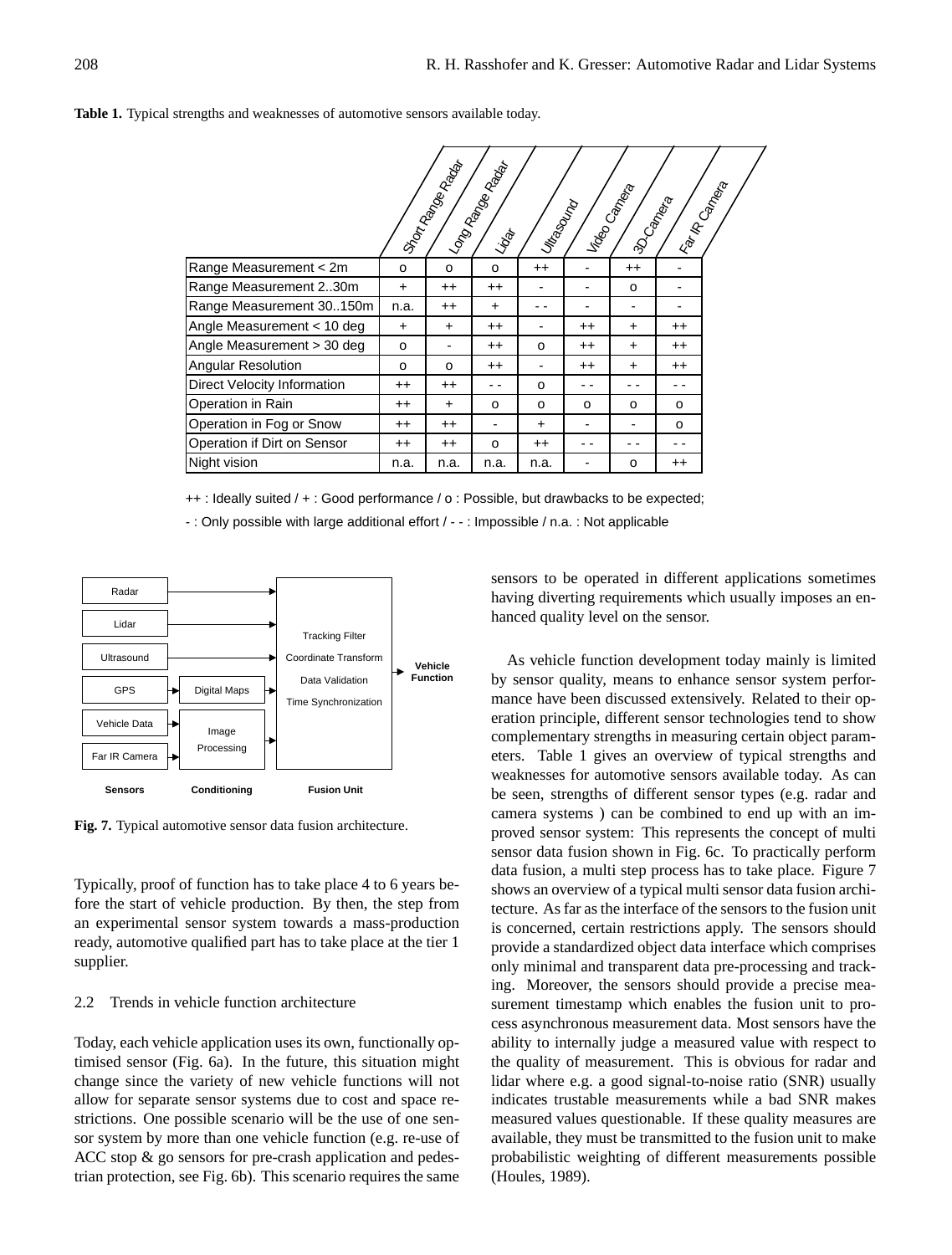**Table 1.** Typical strengths and weaknesses of automotive sensors available today.

| | Short Range Radar | Long Range Radar | Lidar | Ultrasound | Video Camera | 3D-Camera | Far IR Camera |
|---|---|---|---|---|---|---|---|
| Range Measurement < 2m | o | o | o | ++ | - | ++ | - |
| Range Measurement 2..30m | + | ++ | ++ | - | - | o | - |
| Range Measurement 30..150m | n.a. | ++ | + | - - | - | - | - |
| Angle Measurement < 10 deg | + | + | ++ | - | ++ | + | ++ |
| Angle Measurement > 30 deg | o | - | ++ | o | ++ | + | ++ |
| Angular Resolution | o | o | ++ | - | ++ | + | ++ |
| Direct Velocity Information | ++ | ++ | - - | o | - - | - - | - - |
| Operation in Rain | ++ | + | o | o | o | o | o |
| Operation in Fog or Snow | ++ | ++ | - | + | - | - | o |
| Operation if Dirt on Sensor | ++ | ++ | o | ++ | - - | - - | - - |
| Night vision | n.a. | n.a. | n.a. | n.a. | - | o | ++ |

++ : Ideally suited / + : Good performance / o : Possible, but drawbacks to be expected;

- : Only possible with large additional effort / - - : Impossible / n.a. : Not applicable

Radar, Lidar, Ultrasound, GPS, Vehicle Data, Far IR Camera (Sensors) → Digital Maps, Image Processing (Conditioning) → Tracking Filter, Coordinate Transform, Data Validation, Time Synchronization (Fusion Unit) → Vehicle Function

**Fig. 7.** Typical automotive sensor data fusion architecture.

Typically, proof of function has to take place 4 to 6 years before the start of vehicle production. By then, the step from an experimental sensor system towards a mass-production ready, automotive qualified part has to take place at the tier 1 supplier.

### 2.2 Trends in vehicle function architecture

Today, each vehicle application uses its own, functionally optimised sensor (Fig. 6a). In the future, this situation might change since the variety of new vehicle functions will not allow for separate sensor systems due to cost and space restrictions. One possible scenario will be the use of one sensor system by more than one vehicle function (e.g. re-use of ACC stop & go sensors for pre-crash application and pedestrian protection, see Fig. 6b). This scenario requires the same sensors to be operated in different applications sometimes having diverting requirements which usually imposes an enhanced quality level on the sensor.

As vehicle function development today mainly is limited by sensor quality, means to enhance sensor system performance have been discussed extensively. Related to their operation principle, different sensor technologies tend to show complementary strengths in measuring certain object parameters. Table 1 gives an overview of typical strengths and weaknesses for automotive sensors available today. As can be seen, strengths of different sensor types (e.g. radar and camera systems ) can be combined to end up with an improved sensor system: This represents the concept of multi sensor data fusion shown in Fig. 6c. To practically perform data fusion, a multi step process has to take place. Figure 7 shows an overview of a typical multi sensor data fusion architecture. As far as the interface of the sensors to the fusion unit is concerned, certain restrictions apply. The sensors should provide a standardized object data interface which comprises only minimal and transparent data pre-processing and tracking. Moreover, the sensors should provide a precise measurement timestamp which enables the fusion unit to process asynchronous measurement data. Most sensors have the ability to internally judge a measured value with respect to the quality of measurement. This is obvious for radar and lidar where e.g. a good signal-to-noise ratio (SNR) usually indicates trustable measurements while a bad SNR makes measured values questionable. If these quality measures are available, they must be transmitted to the fusion unit to make probabilistic weighting of different measurements possible (Houles, 1989).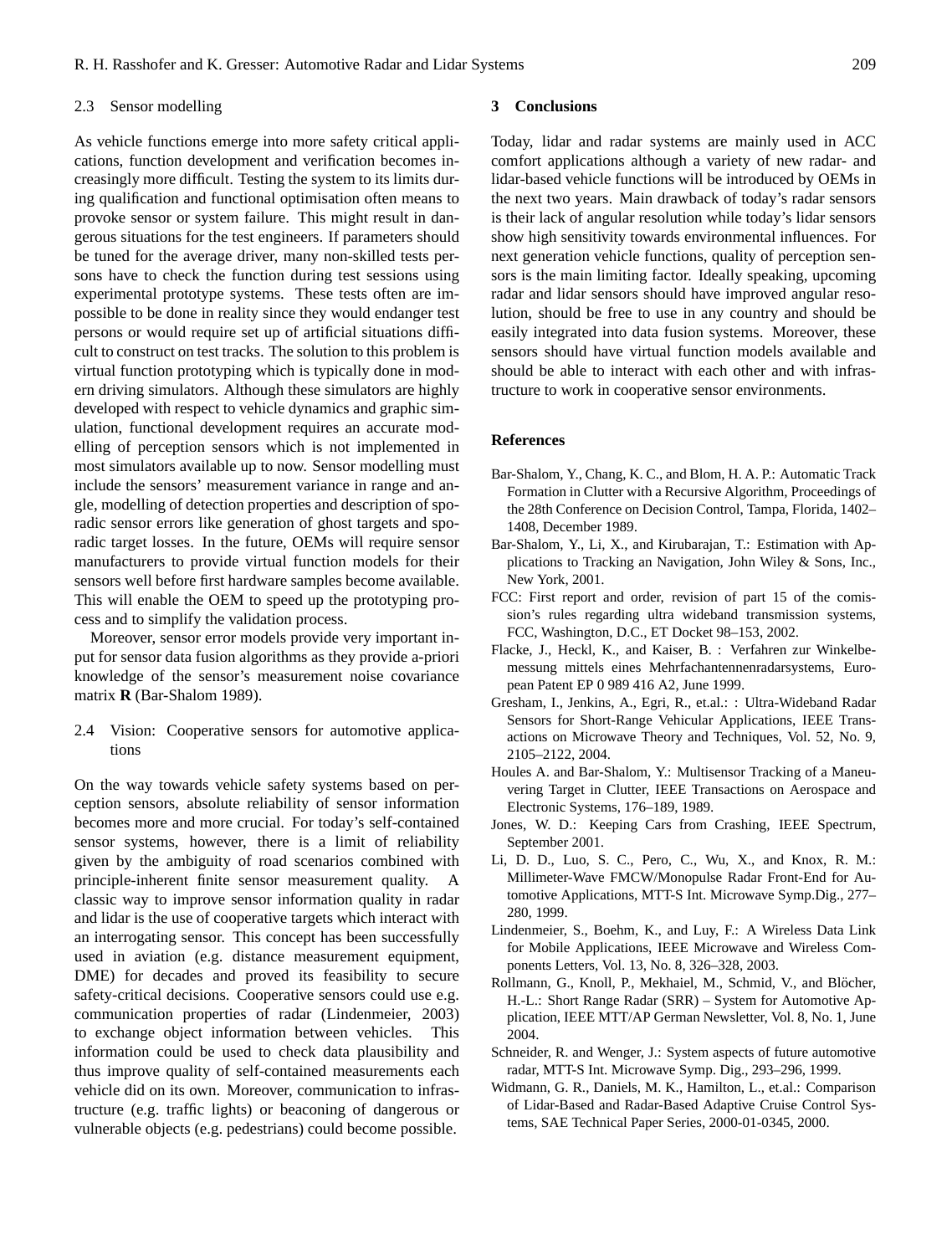### 2.3 Sensor modelling

As vehicle functions emerge into more safety critical applications, function development and verification becomes increasingly more difficult. Testing the system to its limits during qualification and functional optimisation often means to provoke sensor or system failure. This might result in dangerous situations for the test engineers. If parameters should be tuned for the average driver, many non-skilled tests persons have to check the function during test sessions using experimental prototype systems. These tests often are impossible to be done in reality since they would endanger test persons or would require set up of artificial situations difficult to construct on test tracks. The solution to this problem is virtual function prototyping which is typically done in modern driving simulators. Although these simulators are highly developed with respect to vehicle dynamics and graphic simulation, functional development requires an accurate modelling of perception sensors which is not implemented in most simulators available up to now. Sensor modelling must include the sensors' measurement variance in range and angle, modelling of detection properties and description of sporadic sensor errors like generation of ghost targets and sporadic target losses. In the future, OEMs will require sensor manufacturers to provide virtual function models for their sensors well before first hardware samples become available. This will enable the OEM to speed up the prototyping process and to simplify the validation process.

Moreover, sensor error models provide very important input for sensor data fusion algorithms as they provide a-priori knowledge of the sensor's measurement noise covariance matrix $\mathbf{R}$ (Bar-Shalom 1989).

### 2.4 Vision: Cooperative sensors for automotive applications

On the way towards vehicle safety systems based on perception sensors, absolute reliability of sensor information becomes more and more crucial. For today's self-contained sensor systems, however, there is a limit of reliability given by the ambiguity of road scenarios combined with principle-inherent finite sensor measurement quality. A classic way to improve sensor information quality in radar and lidar is the use of cooperative targets which interact with an interrogating sensor. This concept has been successfully used in aviation (e.g. distance measurement equipment, DME) for decades and proved its feasibility to secure safety-critical decisions. Cooperative sensors could use e.g. communication properties of radar (Lindenmeier, 2003) to exchange object information between vehicles. This information could be used to check data plausibility and thus improve quality of self-contained measurements each vehicle did on its own. Moreover, communication to infrastructure (e.g. traffic lights) or beaconing of dangerous or vulnerable objects (e.g. pedestrians) could become possible.

## 3 Conclusions

Today, lidar and radar systems are mainly used in ACC comfort applications although a variety of new radar- and lidar-based vehicle functions will be introduced by OEMs in the next two years. Main drawback of today's radar sensors is their lack of angular resolution while today's lidar sensors show high sensitivity towards environmental influences. For next generation vehicle functions, quality of perception sensors is the main limiting factor. Ideally speaking, upcoming radar and lidar sensors should have improved angular resolution, should be free to use in any country and should be easily integrated into data fusion systems. Moreover, these sensors should have virtual function models available and should be able to interact with each other and with infrastructure to work in cooperative sensor environments.

## References

Bar-Shalom, Y., Chang, K. C., and Blom, H. A. P.: Automatic Track Formation in Clutter with a Recursive Algorithm, Proceedings of the 28th Conference on Decision Control, Tampa, Florida, 1402–1408, December 1989.

Bar-Shalom, Y., Li, X., and Kirubarajan, T.: Estimation with Applications to Tracking an Navigation, John Wiley & Sons, Inc., New York, 2001.

FCC: First report and order, revision of part 15 of the comission's rules regarding ultra wideband transmission systems, FCC, Washington, D.C., ET Docket 98–153, 2002.

Flacke, J., Heckl, K., and Kaiser, B. : Verfahren zur Winkelbemessung mittels eines Mehrfachantennenradarsystems, European Patent EP 0 989 416 A2, June 1999.

Gresham, I., Jenkins, A., Egri, R., et.al.: : Ultra-Wideband Radar Sensors for Short-Range Vehicular Applications, IEEE Transactions on Microwave Theory and Techniques, Vol. 52, No. 9, 2105–2122, 2004.

Houles A. and Bar-Shalom, Y.: Multisensor Tracking of a Maneuvering Target in Clutter, IEEE Transactions on Aerospace and Electronic Systems, 176–189, 1989.

Jones, W. D.: Keeping Cars from Crashing, IEEE Spectrum, September 2001.

Li, D. D., Luo, S. C., Pero, C., Wu, X., and Knox, R. M.: Millimeter-Wave FMCW/Monopulse Radar Front-End for Automotive Applications, MTT-S Int. Microwave Symp.Dig., 277–280, 1999.

Lindenmeier, S., Boehm, K., and Luy, F.: A Wireless Data Link for Mobile Applications, IEEE Microwave and Wireless Components Letters, Vol. 13, No. 8, 326–328, 2003.

Rollmann, G., Knoll, P., Mekhaiel, M., Schmid, V., and Blöcher, H.-L.: Short Range Radar (SRR) – System for Automotive Application, IEEE MTT/AP German Newsletter, Vol. 8, No. 1, June 2004.

Schneider, R. and Wenger, J.: System aspects of future automotive radar, MTT-S Int. Microwave Symp. Dig., 293–296, 1999.

Widmann, G. R., Daniels, M. K., Hamilton, L., et.al.: Comparison of Lidar-Based and Radar-Based Adaptive Cruise Control Systems, SAE Technical Paper Series, 2000-01-0345, 2000.